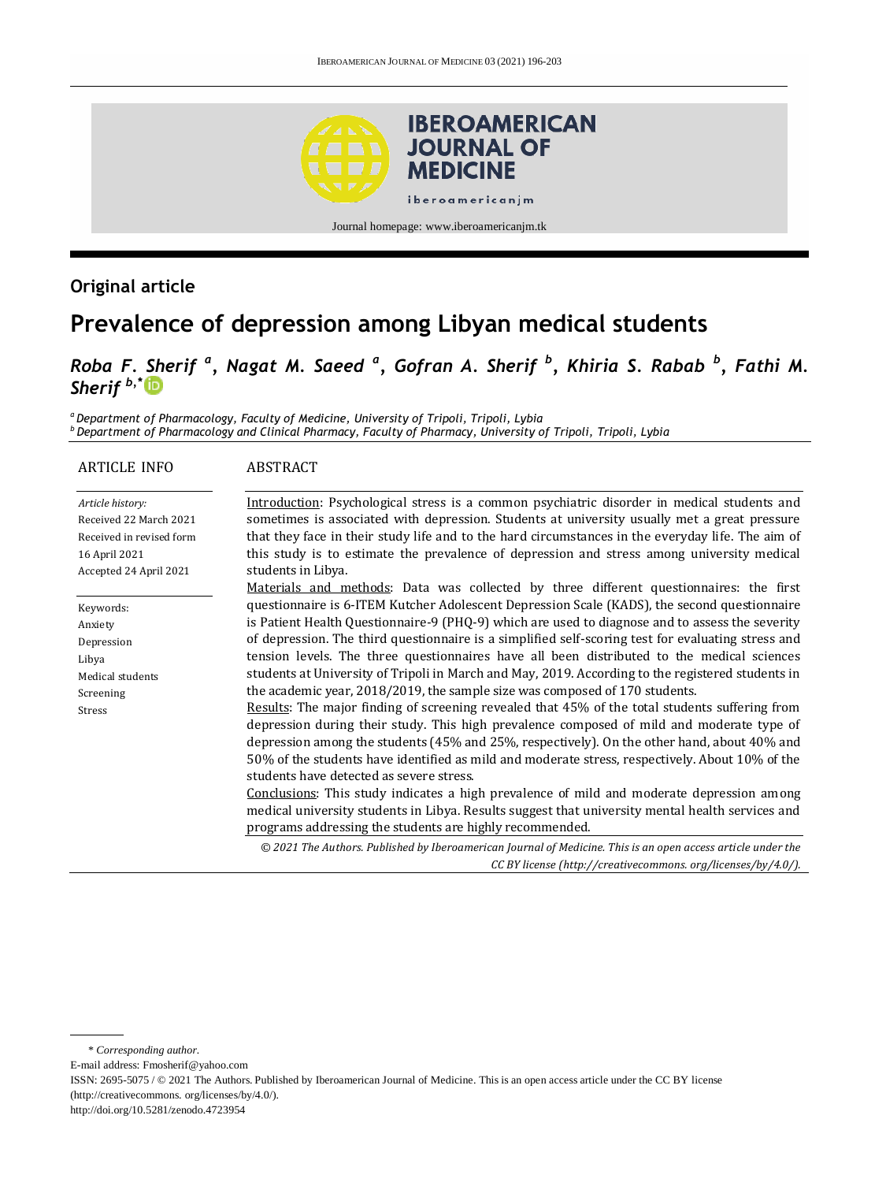Original article

# Prevalence of depression among Libyan medical students

*Roba F. Sherif [a], Nagat M. Saeed [a], Gofran A. Sherif [b], Khiria S. Rabab [b], Fathi M. Sherif [b,*]*

[a] *Department of Pharmacology, Faculty of Medicine, University of Tripoli, Tripoli, Lybia*
[b] *Department of Pharmacology and Clinical Pharmacy, Faculty of Pharmacy, University of Tripoli, Tripoli, Lybia*

## ARTICLE INFO

*Article history:*
Received 22 March 2021
Received in revised form 16 April 2021
Accepted 24 April 2021

Keywords:
Anxiety
Depression
Libya
Medical students
Screening
Stress

## ABSTRACT

Introduction: Psychological stress is a common psychiatric disorder in medical students and sometimes is associated with depression. Students at university usually met a great pressure that they face in their study life and to the hard circumstances in the everyday life. The aim of this study is to estimate the prevalence of depression and stress among university medical students in Libya.

Materials and methods: Data was collected by three different questionnaires: the first questionnaire is 6-ITEM Kutcher Adolescent Depression Scale (KADS), the second questionnaire is Patient Health Questionnaire-9 (PHQ-9) which are used to diagnose and to assess the severity of depression. The third questionnaire is a simplified self-scoring test for evaluating stress and tension levels. The three questionnaires have all been distributed to the medical sciences students at University of Tripoli in March and May, 2019. According to the registered students in the academic year, 2018/2019, the sample size was composed of 170 students.

Results: The major finding of screening revealed that 45% of the total students suffering from depression during their study. This high prevalence composed of mild and moderate type of depression among the students (45% and 25%, respectively). On the other hand, about 40% and 50% of the students have identified as mild and moderate stress, respectively. About 10% of the students have detected as severe stress.

Conclusions: This study indicates a high prevalence of mild and moderate depression among medical university students in Libya. Results suggest that university mental health services and programs addressing the students are highly recommended.

*© 2021 The Authors. Published by Iberoamerican Journal of Medicine. This is an open access article under the CC BY license (http://creativecommons. org/licenses/by/4.0/).*

\* *Corresponding author.*
E-mail address: Fmosherif@yahoo.com
ISSN: 2695-5075 / © 2021 The Authors. Published by Iberoamerican Journal of Medicine. This is an open access article under the CC BY license (http://creativecommons. org/licenses/by/4.0/).
http://doi.org/10.5281/zenodo.4723954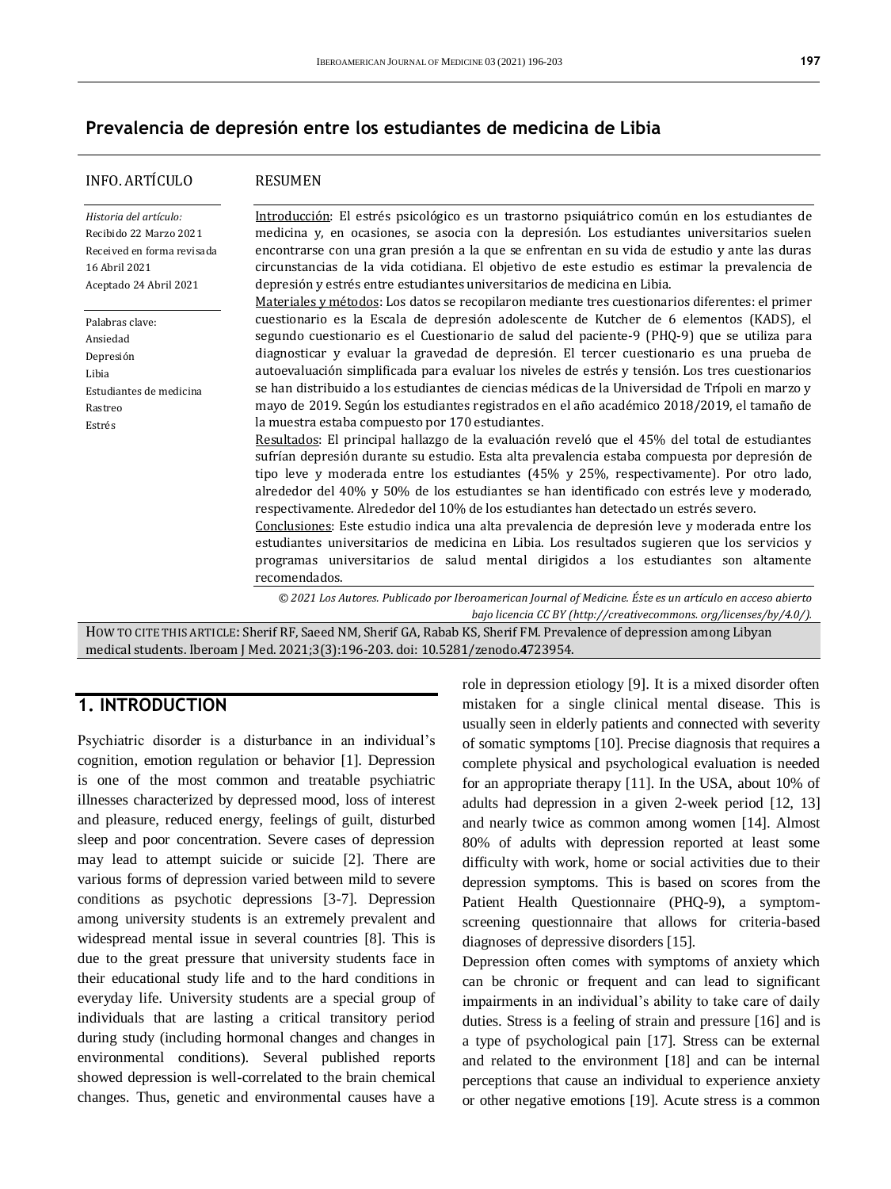## Prevalencia de depresión entre los estudiantes de medicina de Libia

INFO. ARTÍCULO

*Historia del artículo:*
Recibido 22 Marzo 2021
Received en forma revisada 16 Abril 2021
Aceptado 24 Abril 2021

Palabras clave:
Ansiedad
Depresión
Libia
Estudiantes de medicina
Rastreo
Estrés

RESUMEN

Introducción: El estrés psicológico es un trastorno psiquiátrico común en los estudiantes de medicina y, en ocasiones, se asocia con la depresión. Los estudiantes universitarios suelen encontrarse con una gran presión a la que se enfrentan en su vida de estudio y ante las duras circunstancias de la vida cotidiana. El objetivo de este estudio es estimar la prevalencia de depresión y estrés entre estudiantes universitarios de medicina en Libia.

Materiales y métodos: Los datos se recopilaron mediante tres cuestionarios diferentes: el primer cuestionario es la Escala de depresión adolescente de Kutcher de 6 elementos (KADS), el segundo cuestionario es el Cuestionario de salud del paciente-9 (PHQ-9) que se utiliza para diagnosticar y evaluar la gravedad de depresión. El tercer cuestionario es una prueba de autoevaluación simplificada para evaluar los niveles de estrés y tensión. Los tres cuestionarios se han distribuido a los estudiantes de ciencias médicas de la Universidad de Trípoli en marzo y mayo de 2019. Según los estudiantes registrados en el año académico 2018/2019, el tamaño de la muestra estaba compuesto por 170 estudiantes.

Resultados: El principal hallazgo de la evaluación reveló que el 45% del total de estudiantes sufrían depresión durante su estudio. Esta alta prevalencia estaba compuesta por depresión de tipo leve y moderada entre los estudiantes (45% y 25%, respectivamente). Por otro lado, alrededor del 40% y 50% de los estudiantes se han identificado con estrés leve y moderado, respectivamente. Alrededor del 10% de los estudiantes han detectado un estrés severo.

Conclusiones: Este estudio indica una alta prevalencia de depresión leve y moderada entre los estudiantes universitarios de medicina en Libia. Los resultados sugieren que los servicios y programas universitarios de salud mental dirigidos a los estudiantes son altamente recomendados.

*© 2021 Los Autores. Publicado por Iberoamerican Journal of Medicine. Éste es un artículo en acceso abierto bajo licencia CC BY (http://creativecommons. org/licenses/by/4.0/).*

HOW TO CITE THIS ARTICLE: Sherif RF, Saeed NM, Sherif GA, Rabab KS, Sherif FM. Prevalence of depression among Libyan medical students. Iberoam J Med. 2021;3(3):196-203. doi: 10.5281/zenodo.4723954.

## 1. INTRODUCTION

Psychiatric disorder is a disturbance in an individual's cognition, emotion regulation or behavior [1]. Depression is one of the most common and treatable psychiatric illnesses characterized by depressed mood, loss of interest and pleasure, reduced energy, feelings of guilt, disturbed sleep and poor concentration. Severe cases of depression may lead to attempt suicide or suicide [2]. There are various forms of depression varied between mild to severe conditions as psychotic depressions [3-7]. Depression among university students is an extremely prevalent and widespread mental issue in several countries [8]. This is due to the great pressure that university students face in their educational study life and to the hard conditions in everyday life. University students are a special group of individuals that are lasting a critical transitory period during study (including hormonal changes and changes in environmental conditions). Several published reports showed depression is well-correlated to the brain chemical changes. Thus, genetic and environmental causes have a role in depression etiology [9]. It is a mixed disorder often mistaken for a single clinical mental disease. This is usually seen in elderly patients and connected with severity of somatic symptoms [10]. Precise diagnosis that requires a complete physical and psychological evaluation is needed for an appropriate therapy [11]. In the USA, about 10% of adults had depression in a given 2-week period [12, 13] and nearly twice as common among women [14]. Almost 80% of adults with depression reported at least some difficulty with work, home or social activities due to their depression symptoms. This is based on scores from the Patient Health Questionnaire (PHQ-9), a symptom-screening questionnaire that allows for criteria-based diagnoses of depressive disorders [15].

Depression often comes with symptoms of anxiety which can be chronic or frequent and can lead to significant impairments in an individual's ability to take care of daily duties. Stress is a feeling of strain and pressure [16] and is a type of psychological pain [17]. Stress can be external and related to the environment [18] and can be internal perceptions that cause an individual to experience anxiety or other negative emotions [19]. Acute stress is a common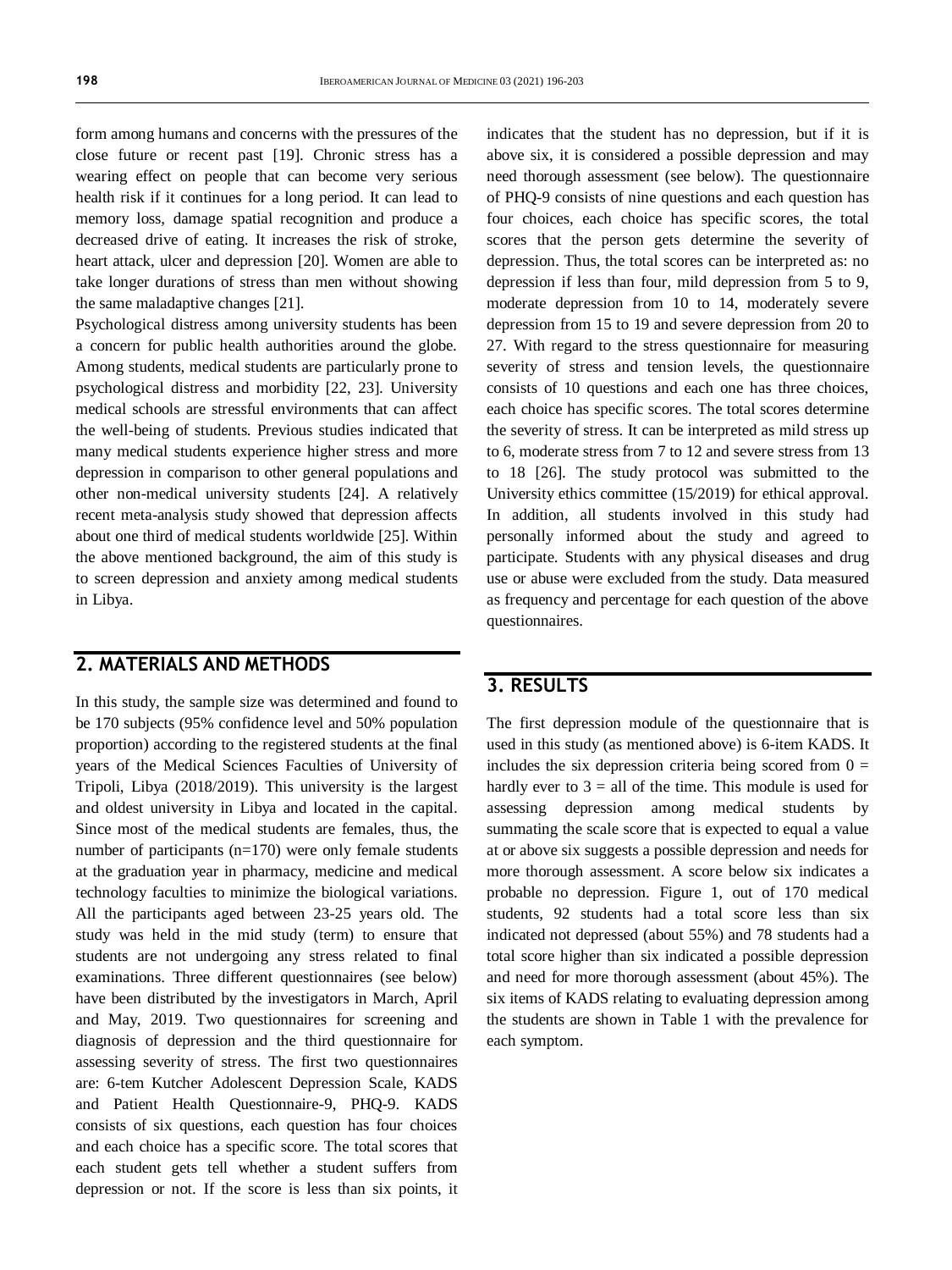form among humans and concerns with the pressures of the close future or recent past [19]. Chronic stress has a wearing effect on people that can become very serious health risk if it continues for a long period. It can lead to memory loss, damage spatial recognition and produce a decreased drive of eating. It increases the risk of stroke, heart attack, ulcer and depression [20]. Women are able to take longer durations of stress than men without showing the same maladaptive changes [21].

Psychological distress among university students has been a concern for public health authorities around the globe. Among students, medical students are particularly prone to psychological distress and morbidity [22, 23]. University medical schools are stressful environments that can affect the well-being of students. Previous studies indicated that many medical students experience higher stress and more depression in comparison to other general populations and other non-medical university students [24]. A relatively recent meta-analysis study showed that depression affects about one third of medical students worldwide [25]. Within the above mentioned background, the aim of this study is to screen depression and anxiety among medical students in Libya.

## 2. MATERIALS AND METHODS

In this study, the sample size was determined and found to be 170 subjects (95% confidence level and 50% population proportion) according to the registered students at the final years of the Medical Sciences Faculties of University of Tripoli, Libya (2018/2019). This university is the largest and oldest university in Libya and located in the capital. Since most of the medical students are females, thus, the number of participants (n=170) were only female students at the graduation year in pharmacy, medicine and medical technology faculties to minimize the biological variations. All the participants aged between 23-25 years old. The study was held in the mid study (term) to ensure that students are not undergoing any stress related to final examinations. Three different questionnaires (see below) have been distributed by the investigators in March, April and May, 2019. Two questionnaires for screening and diagnosis of depression and the third questionnaire for assessing severity of stress. The first two questionnaires are: 6-tem Kutcher Adolescent Depression Scale, KADS and Patient Health Questionnaire-9, PHQ-9. KADS consists of six questions, each question has four choices and each choice has a specific score. The total scores that each student gets tell whether a student suffers from depression or not. If the score is less than six points, it indicates that the student has no depression, but if it is above six, it is considered a possible depression and may need thorough assessment (see below). The questionnaire of PHQ-9 consists of nine questions and each question has four choices, each choice has specific scores, the total scores that the person gets determine the severity of depression. Thus, the total scores can be interpreted as: no depression if less than four, mild depression from 5 to 9, moderate depression from 10 to 14, moderately severe depression from 15 to 19 and severe depression from 20 to 27. With regard to the stress questionnaire for measuring severity of stress and tension levels, the questionnaire consists of 10 questions and each one has three choices, each choice has specific scores. The total scores determine the severity of stress. It can be interpreted as mild stress up to 6, moderate stress from 7 to 12 and severe stress from 13 to 18 [26]. The study protocol was submitted to the University ethics committee (15/2019) for ethical approval. In addition, all students involved in this study had personally informed about the study and agreed to participate. Students with any physical diseases and drug use or abuse were excluded from the study. Data measured as frequency and percentage for each question of the above questionnaires.

## 3. RESULTS

The first depression module of the questionnaire that is used in this study (as mentioned above) is 6-item KADS. It includes the six depression criteria being scored from 0 = hardly ever to 3 = all of the time. This module is used for assessing depression among medical students by summating the scale score that is expected to equal a value at or above six suggests a possible depression and needs for more thorough assessment. A score below six indicates a probable no depression. Figure 1, out of 170 medical students, 92 students had a total score less than six indicated not depressed (about 55%) and 78 students had a total score higher than six indicated a possible depression and need for more thorough assessment (about 45%). The six items of KADS relating to evaluating depression among the students are shown in Table 1 with the prevalence for each symptom.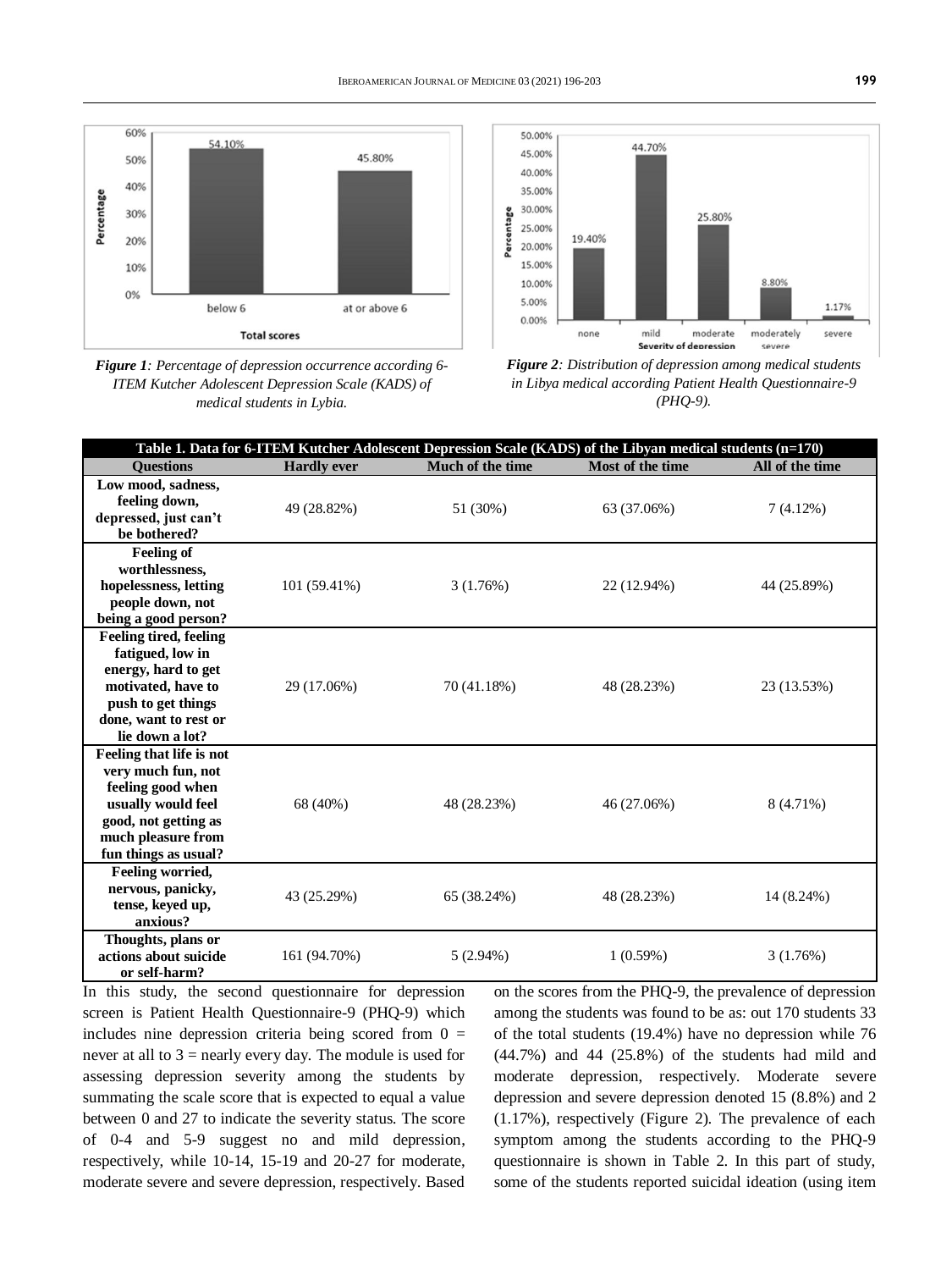60%
54.10%
50%
45.80%
40%
30%
20%
10%
0%
Percentage
below 6
at or above 6
Total scores

***Figure 1**: Percentage of depression occurrence according 6-ITEM Kutcher Adolescent Depression Scale (KADS) of medical students in Lybia.*

50.00%
45.00%
44.70%
40.00%
35.00%
30.00%
25.80%
25.00%
19.40%
20.00%
15.00%
10.00%
8.80%
5.00%
1.17%
0.00%
Percentage
none
mild
moderate
moderately severe
severe
Severity of depression

***Figure 2**: Distribution of depression among medical students in Libya medical according Patient Health Questionnaire-9 (PHQ-9).*

**Table 1. Data for 6-ITEM Kutcher Adolescent Depression Scale (KADS) of the Libyan medical students (n=170)**

| Questions | Hardly ever | Much of the time | Most of the time | All of the time |
|---|---|---|---|---|
| **Low mood, sadness, feeling down, depressed, just can't be bothered?** | 49 (28.82%) | 51 (30%) | 63 (37.06%) | 7 (4.12%) |
| **Feeling of worthlessness, hopelessness, letting people down, not being a good person?** | 101 (59.41%) | 3 (1.76%) | 22 (12.94%) | 44 (25.89%) |
| **Feeling tired, feeling fatigued, low in energy, hard to get motivated, have to push to get things done, want to rest or lie down a lot?** | 29 (17.06%) | 70 (41.18%) | 48 (28.23%) | 23 (13.53%) |
| **Feeling that life is not very much fun, not feeling good when usually would feel good, not getting as much pleasure from fun things as usual?** | 68 (40%) | 48 (28.23%) | 46 (27.06%) | 8 (4.71%) |
| **Feeling worried, nervous, panicky, tense, keyed up, anxious?** | 43 (25.29%) | 65 (38.24%) | 48 (28.23%) | 14 (8.24%) |
| **Thoughts, plans or actions about suicide or self-harm?** | 161 (94.70%) | 5 (2.94%) | 1 (0.59%) | 3 (1.76%) |

In this study, the second questionnaire for depression screen is Patient Health Questionnaire-9 (PHQ-9) which includes nine depression criteria being scored from 0 = never at all to 3 = nearly every day. The module is used for assessing depression severity among the students by summating the scale score that is expected to equal a value between 0 and 27 to indicate the severity status. The score of 0-4 and 5-9 suggest no and mild depression, respectively, while 10-14, 15-19 and 20-27 for moderate, moderate severe and severe depression, respectively. Based on the scores from the PHQ-9, the prevalence of depression among the students was found to be as: out 170 students 33 of the total students (19.4%) have no depression while 76 (44.7%) and 44 (25.8%) of the students had mild and moderate depression, respectively. Moderate severe depression and severe depression denoted 15 (8.8%) and 2 (1.17%), respectively (Figure 2). The prevalence of each symptom among the students according to the PHQ-9 questionnaire is shown in Table 2. In this part of study, some of the students reported suicidal ideation (using item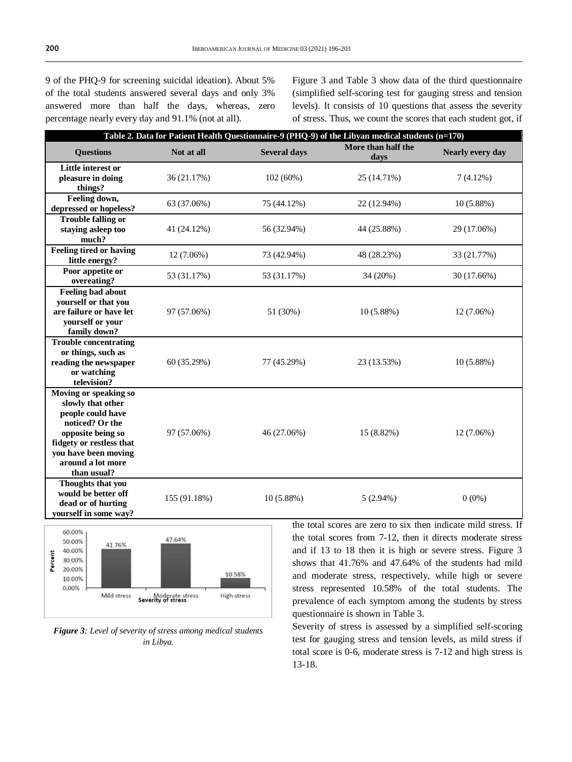9 of the PHQ-9 for screening suicidal ideation). About 5% of the total students answered several days and only 3% answered more than half the days, whereas, zero percentage nearly every day and 91.1% (not at all).

Figure 3 and Table 3 show data of the third questionnaire (simplified self-scoring test for gauging stress and tension levels). It consists of 10 questions that assess the severity of stress. Thus, we count the scores that each student got, if the total scores are zero to six then indicate mild stress. If the total scores from 7-12, then it directs moderate stress and if 13 to 18 then it is high or severe stress. Figure 3 shows that 41.76% and 47.64% of the students had mild and moderate stress, respectively, while high or severe stress represented 10.58% of the total students. The prevalence of each symptom among the students by stress questionnaire is shown in Table 3.

**Table 2. Data for Patient Health Questionnaire-9 (PHQ-9) of the Libyan medical students (n=170)**

| Questions | Not at all | Several days | More than half the days | Nearly every day |
|---|---|---|---|---|
| Little interest or pleasure in doing things? | 36 (21.17%) | 102 (60%) | 25 (14.71%) | 7 (4.12%) |
| Feeling down, depressed or hopeless? | 63 (37.06%) | 75 (44.12%) | 22 (12.94%) | 10 (5.88%) |
| Trouble falling or staying asleep too much? | 41 (24.12%) | 56 (32.94%) | 44 (25.88%) | 29 (17.06%) |
| Feeling tired or having little energy? | 12 (7.06%) | 73 (42.94%) | 48 (28.23%) | 33 (21.77%) |
| Poor appetite or overeating? | 53 (31.17%) | 53 (31.17%) | 34 (20%) | 30 (17.66%) |
| Feeling bad about yourself or that you are failure or have let yourself or your family down? | 97 (57.06%) | 51 (30%) | 10 (5.88%) | 12 (7.06%) |
| Trouble concentrating or things, such as reading the newspaper or watching television? | 60 (35.29%) | 77 (45.29%) | 23 (13.53%) | 10 (5.88%) |
| Moving or speaking so slowly that other people could have noticed? Or the opposite being so fidgety or restless that you have been moving around a lot more than usual? | 97 (57.06%) | 46 (27.06%) | 15 (8.82%) | 12 (7.06%) |
| Thoughts that you would be better off dead or of hurting yourself in some way? | 155 (91.18%) | 10 (5.88%) | 5 (2.94%) | 0 (0%) |

60.00%
50.00%
40.00%
30.00%
20.00%
10.00%
0.00%
Percent
41.76%
47.64%
10.58%
Mild stress
Moderate stress
High stress
Severity of stress

***Figure 3**: Level of severity of stress among medical students in Libya.*

Severity of stress is assessed by a simplified self-scoring test for gauging stress and tension levels, as mild stress if total score is 0-6, moderate stress is 7-12 and high stress is 13-18.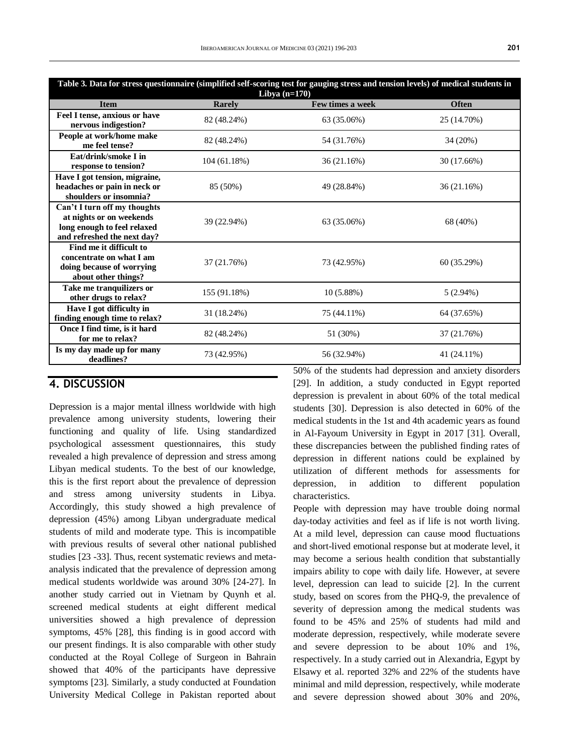**Table 3. Data for stress questionnaire (simplified self-scoring test for gauging stress and tension levels) of medical students in Libya (n=170)**

| Item | Rarely | Few times a week | Often |
|---|---|---|---|
| Feel I tense, anxious or have nervous indigestion? | 82 (48.24%) | 63 (35.06%) | 25 (14.70%) |
| People at work/home make me feel tense? | 82 (48.24%) | 54 (31.76%) | 34 (20%) |
| Eat/drink/smoke I in response to tension? | 104 (61.18%) | 36 (21.16%) | 30 (17.66%) |
| Have I got tension, migraine, headaches or pain in neck or shoulders or insomnia? | 85 (50%) | 49 (28.84%) | 36 (21.16%) |
| Can't I turn off my thoughts at nights or on weekends long enough to feel relaxed and refreshed the next day? | 39 (22.94%) | 63 (35.06%) | 68 (40%) |
| Find me it difficult to concentrate on what I am doing because of worrying about other things? | 37 (21.76%) | 73 (42.95%) | 60 (35.29%) |
| Take me tranquilizers or other drugs to relax? | 155 (91.18%) | 10 (5.88%) | 5 (2.94%) |
| Have I got difficulty in finding enough time to relax? | 31 (18.24%) | 75 (44.11%) | 64 (37.65%) |
| Once I find time, is it hard for me to relax? | 82 (48.24%) | 51 (30%) | 37 (21.76%) |
| Is my day made up for many deadlines? | 73 (42.95%) | 56 (32.94%) | 41 (24.11%) |

## 4. DISCUSSION

Depression is a major mental illness worldwide with high prevalence among university students, lowering their functioning and quality of life. Using standardized psychological assessment questionnaires, this study revealed a high prevalence of depression and stress among Libyan medical students. To the best of our knowledge, this is the first report about the prevalence of depression and stress among university students in Libya. Accordingly, this study showed a high prevalence of depression (45%) among Libyan undergraduate medical students of mild and moderate type. This is incompatible with previous results of several other national published studies [23 -33]. Thus, recent systematic reviews and meta-analysis indicated that the prevalence of depression among medical students worldwide was around 30% [24-27]. In another study carried out in Vietnam by Quynh et al. screened medical students at eight different medical universities showed a high prevalence of depression symptoms, 45% [28], this finding is in good accord with our present findings. It is also comparable with other study conducted at the Royal College of Surgeon in Bahrain showed that 40% of the participants have depressive symptoms [23]. Similarly, a study conducted at Foundation University Medical College in Pakistan reported about 50% of the students had depression and anxiety disorders [29]. In addition, a study conducted in Egypt reported depression is prevalent in about 60% of the total medical students [30]. Depression is also detected in 60% of the medical students in the 1st and 4th academic years as found in Al-Fayoum University in Egypt in 2017 [31]. Overall, these discrepancies between the published finding rates of depression in different nations could be explained by utilization of different methods for assessments for depression, in addition to different population characteristics.

People with depression may have trouble doing normal day-today activities and feel as if life is not worth living. At a mild level, depression can cause mood fluctuations and short-lived emotional response but at moderate level, it may become a serious health condition that substantially impairs ability to cope with daily life. However, at severe level, depression can lead to suicide [2]. In the current study, based on scores from the PHQ-9, the prevalence of severity of depression among the medical students was found to be 45% and 25% of students had mild and moderate depression, respectively, while moderate severe and severe depression to be about 10% and 1%, respectively. In a study carried out in Alexandria, Egypt by Elsawy et al. reported 32% and 22% of the students have minimal and mild depression, respectively, while moderate and severe depression showed about 30% and 20%,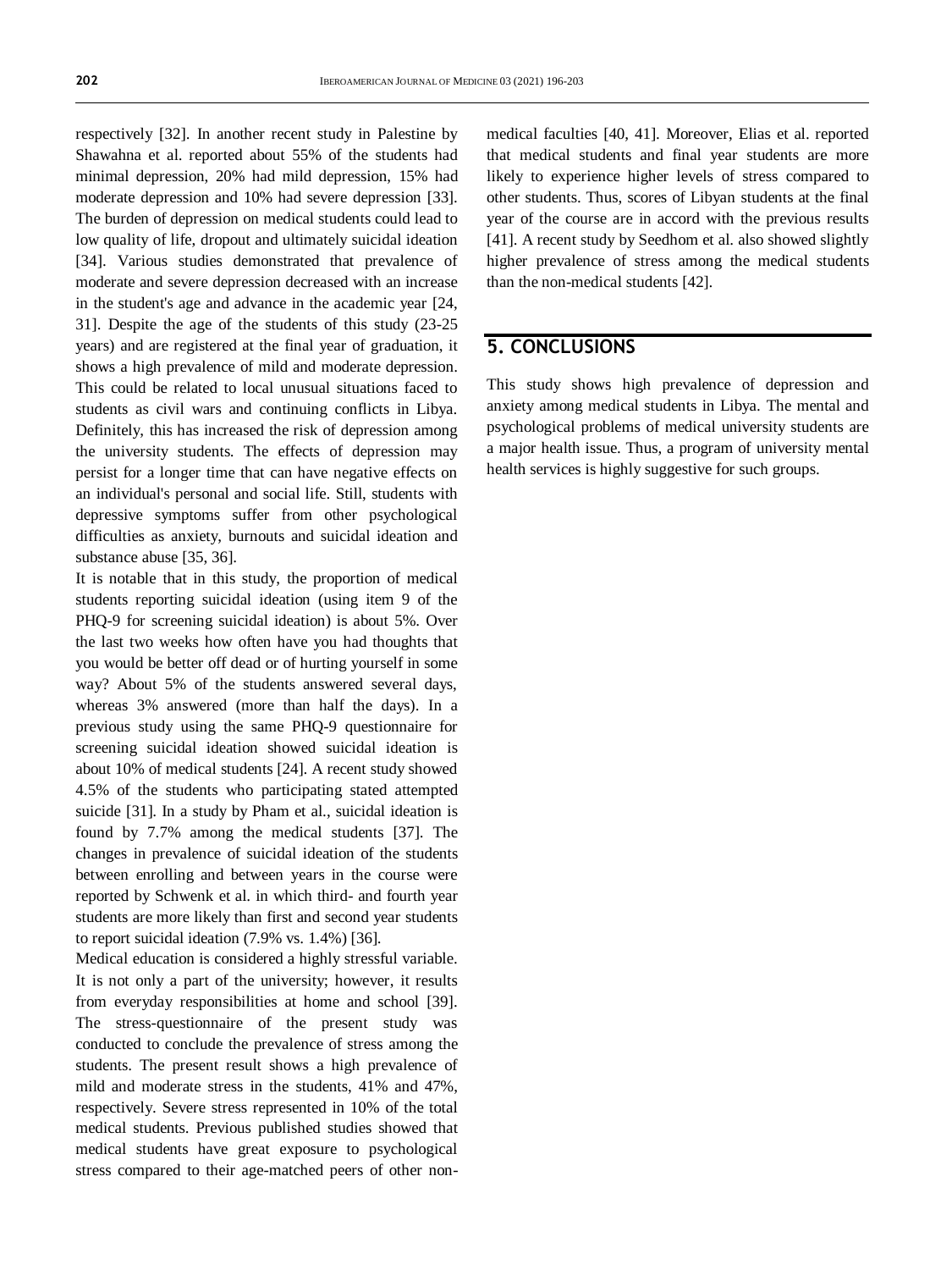respectively [32]. In another recent study in Palestine by Shawahna et al. reported about 55% of the students had minimal depression, 20% had mild depression, 15% had moderate depression and 10% had severe depression [33]. The burden of depression on medical students could lead to low quality of life, dropout and ultimately suicidal ideation [34]. Various studies demonstrated that prevalence of moderate and severe depression decreased with an increase in the student's age and advance in the academic year [24, 31]. Despite the age of the students of this study (23-25 years) and are registered at the final year of graduation, it shows a high prevalence of mild and moderate depression. This could be related to local unusual situations faced to students as civil wars and continuing conflicts in Libya. Definitely, this has increased the risk of depression among the university students. The effects of depression may persist for a longer time that can have negative effects on an individual's personal and social life. Still, students with depressive symptoms suffer from other psychological difficulties as anxiety, burnouts and suicidal ideation and substance abuse [35, 36].

It is notable that in this study, the proportion of medical students reporting suicidal ideation (using item 9 of the PHQ-9 for screening suicidal ideation) is about 5%. Over the last two weeks how often have you had thoughts that you would be better off dead or of hurting yourself in some way? About 5% of the students answered several days, whereas 3% answered (more than half the days). In a previous study using the same PHQ-9 questionnaire for screening suicidal ideation showed suicidal ideation is about 10% of medical students [24]. A recent study showed 4.5% of the students who participating stated attempted suicide [31]. In a study by Pham et al., suicidal ideation is found by 7.7% among the medical students [37]. The changes in prevalence of suicidal ideation of the students between enrolling and between years in the course were reported by Schwenk et al. in which third- and fourth year students are more likely than first and second year students to report suicidal ideation (7.9% vs. 1.4%) [36].

Medical education is considered a highly stressful variable. It is not only a part of the university; however, it results from everyday responsibilities at home and school [39]. The stress-questionnaire of the present study was conducted to conclude the prevalence of stress among the students. The present result shows a high prevalence of mild and moderate stress in the students, 41% and 47%, respectively. Severe stress represented in 10% of the total medical students. Previous published studies showed that medical students have great exposure to psychological stress compared to their age-matched peers of other non-medical faculties [40, 41]. Moreover, Elias et al. reported that medical students and final year students are more likely to experience higher levels of stress compared to other students. Thus, scores of Libyan students at the final year of the course are in accord with the previous results [41]. A recent study by Seedhom et al. also showed slightly higher prevalence of stress among the medical students than the non-medical students [42].

## 5. CONCLUSIONS

This study shows high prevalence of depression and anxiety among medical students in Libya. The mental and psychological problems of medical university students are a major health issue. Thus, a program of university mental health services is highly suggestive for such groups.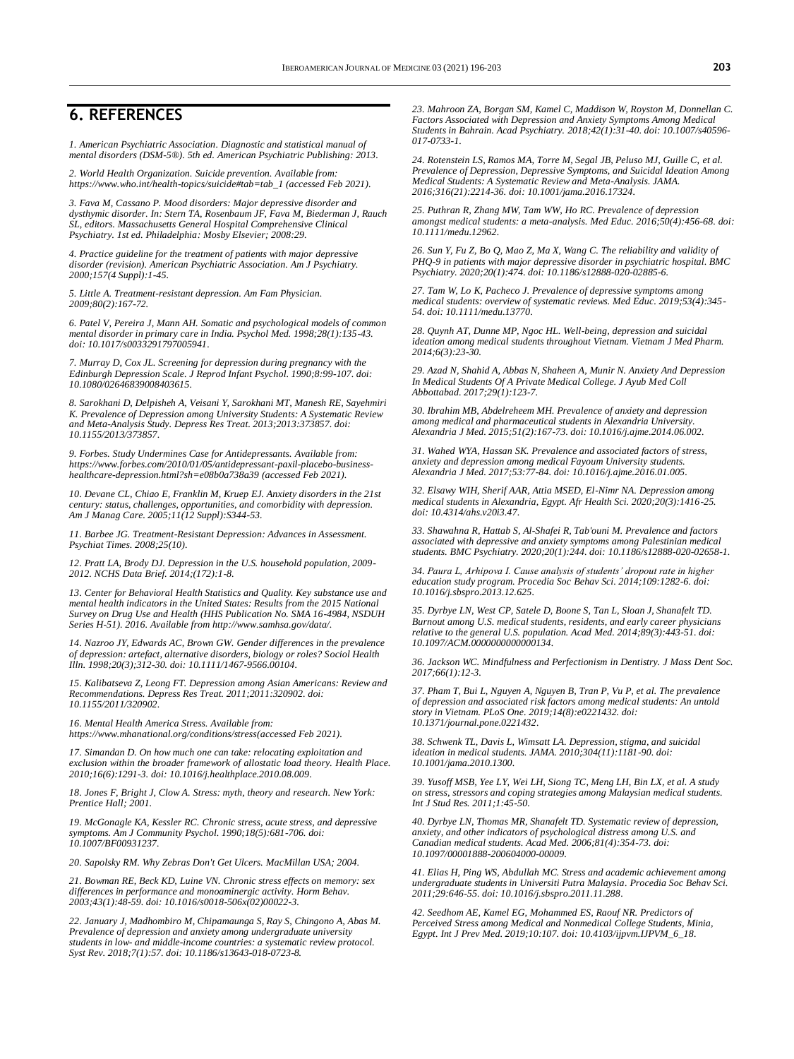## 6. REFERENCES

*1. American Psychiatric Association. Diagnostic and statistical manual of mental disorders (DSM-5®). 5th ed. American Psychiatric Publishing: 2013.*

*2. World Health Organization. Suicide prevention. Available from: https://www.who.int/health-topics/suicide#tab=tab_1 (accessed Feb 2021).*

*3. Fava M, Cassano P. Mood disorders: Major depressive disorder and dysthymic disorder. In: Stern TA, Rosenbaum JF, Fava M, Biederman J, Rauch SL, editors. Massachusetts General Hospital Comprehensive Clinical Psychiatry. 1st ed. Philadelphia: Mosby Elsevier; 2008:29.*

*4. Practice guideline for the treatment of patients with major depressive disorder (revision). American Psychiatric Association. Am J Psychiatry. 2000;157(4 Suppl):1-45.*

*5. Little A. Treatment-resistant depression. Am Fam Physician. 2009;80(2):167-72.*

*6. Patel V, Pereira J, Mann AH. Somatic and psychological models of common mental disorder in primary care in India. Psychol Med. 1998;28(1):135-43. doi: 10.1017/s0033291797005941.*

*7. Murray D, Cox JL. Screening for depression during pregnancy with the Edinburgh Depression Scale. J Reprod Infant Psychol. 1990;8:99-107. doi: 10.1080/02646839008403615.*

*8. Sarokhani D, Delpisheh A, Veisani Y, Sarokhani MT, Manesh RE, Sayehmiri K. Prevalence of Depression among University Students: A Systematic Review and Meta-Analysis Study. Depress Res Treat. 2013;2013:373857. doi: 10.1155/2013/373857.*

*9. Forbes. Study Undermines Case for Antidepressants. Available from: https://www.forbes.com/2010/01/05/antidepressant-paxil-placebo-business-healthcare-depression.html?sh=e08b0a738a39 (accessed Feb 2021).*

*10. Devane CL, Chiao E, Franklin M, Kruep EJ. Anxiety disorders in the 21st century: status, challenges, opportunities, and comorbidity with depression. Am J Manag Care. 2005;11(12 Suppl):S344-53.*

*11. Barbee JG. Treatment-Resistant Depression: Advances in Assessment. Psychiat Times. 2008;25(10).*

*12. Pratt LA, Brody DJ. Depression in the U.S. household population, 2009-2012. NCHS Data Brief. 2014;(172):1-8.*

*13. Center for Behavioral Health Statistics and Quality. Key substance use and mental health indicators in the United States: Results from the 2015 National Survey on Drug Use and Health (HHS Publication No. SMA 16-4984, NSDUH Series H-51). 2016. Available from http://www.samhsa.gov/data/.*

*14. Nazroo JY, Edwards AC, Brown GW. Gender differences in the prevalence of depression: artefact, alternative disorders, biology or roles? Sociol Health Illn. 1998;20(3);312-30. doi: 10.1111/1467-9566.00104.*

*15. Kalibatseva Z, Leong FT. Depression among Asian Americans: Review and Recommendations. Depress Res Treat. 2011;2011:320902. doi: 10.1155/2011/320902.*

*16. Mental Health America Stress. Available from: https://www.mhanational.org/conditions/stress(accessed Feb 2021).*

*17. Simandan D. On how much one can take: relocating exploitation and exclusion within the broader framework of allostatic load theory. Health Place. 2010;16(6):1291-3. doi: 10.1016/j.healthplace.2010.08.009.*

*18. Jones F, Bright J, Clow A. Stress: myth, theory and research. New York: Prentice Hall; 2001.*

*19. McGonagle KA, Kessler RC. Chronic stress, acute stress, and depressive symptoms. Am J Community Psychol. 1990;18(5):681-706. doi: 10.1007/BF00931237.*

*20. Sapolsky RM. Why Zebras Don't Get Ulcers. MacMillan USA; 2004.*

*21. Bowman RE, Beck KD, Luine VN. Chronic stress effects on memory: sex differences in performance and monoaminergic activity. Horm Behav. 2003;43(1):48-59. doi: 10.1016/s0018-506x(02)00022-3.*

*22. January J, Madhombiro M, Chipamaunga S, Ray S, Chingono A, Abas M. Prevalence of depression and anxiety among undergraduate university students in low- and middle-income countries: a systematic review protocol. Syst Rev. 2018;7(1):57. doi: 10.1186/s13643-018-0723-8.*

*23. Mahroon ZA, Borgan SM, Kamel C, Maddison W, Royston M, Donnellan C. Factors Associated with Depression and Anxiety Symptoms Among Medical Students in Bahrain. Acad Psychiatry. 2018;42(1):31-40. doi: 10.1007/s40596-017-0733-1.*

*24. Rotenstein LS, Ramos MA, Torre M, Segal JB, Peluso MJ, Guille C, et al. Prevalence of Depression, Depressive Symptoms, and Suicidal Ideation Among Medical Students: A Systematic Review and Meta-Analysis. JAMA. 2016;316(21):2214-36. doi: 10.1001/jama.2016.17324.*

*25. Puthran R, Zhang MW, Tam WW, Ho RC. Prevalence of depression amongst medical students: a meta-analysis. Med Educ. 2016;50(4):456-68. doi: 10.1111/medu.12962.*

*26. Sun Y, Fu Z, Bo Q, Mao Z, Ma X, Wang C. The reliability and validity of PHQ-9 in patients with major depressive disorder in psychiatric hospital. BMC Psychiatry. 2020;20(1):474. doi: 10.1186/s12888-020-02885-6.*

*27. Tam W, Lo K, Pacheco J. Prevalence of depressive symptoms among medical students: overview of systematic reviews. Med Educ. 2019;53(4):345-54. doi: 10.1111/medu.13770.*

*28. Quynh AT, Dunne MP, Ngoc HL. Well-being, depression and suicidal ideation among medical students throughout Vietnam. Vietnam J Med Pharm. 2014;6(3):23-30.*

*29. Azad N, Shahid A, Abbas N, Shaheen A, Munir N. Anxiety And Depression In Medical Students Of A Private Medical College. J Ayub Med Coll Abbottabad. 2017;29(1):123-7.*

*30. Ibrahim MB, Abdelreheem MH. Prevalence of anxiety and depression among medical and pharmaceutical students in Alexandria University. Alexandria J Med. 2015;51(2):167-73. doi: 10.1016/j.ajme.2014.06.002.*

*31. Wahed WYA, Hassan SK. Prevalence and associated factors of stress, anxiety and depression among medical Fayoum University students. Alexandria J Med. 2017;53:77-84. doi: 10.1016/j.ajme.2016.01.005.*

*32. Elsawy WIH, Sherif AAR, Attia MSED, El-Nimr NA. Depression among medical students in Alexandria, Egypt. Afr Health Sci. 2020;20(3):1416-25. doi: 10.4314/ahs.v20i3.47.*

*33. Shawahna R, Hattab S, Al-Shafei R, Tab'ouni M. Prevalence and factors associated with depressive and anxiety symptoms among Palestinian medical students. BMC Psychiatry. 2020;20(1):244. doi: 10.1186/s12888-020-02658-1.*

*34. Paura L, Arhipova I. Cause analysis of students' dropout rate in higher education study program. Procedia Soc Behav Sci. 2014;109:1282-6. doi: 10.1016/j.sbspro.2013.12.625.*

*35. Dyrbye LN, West CP, Satele D, Boone S, Tan L, Sloan J, Shanafelt TD. Burnout among U.S. medical students, residents, and early career physicians relative to the general U.S. population. Acad Med. 2014;89(3):443-51. doi: 10.1097/ACM.0000000000000134.*

*36. Jackson WC. Mindfulness and Perfectionism in Dentistry. J Mass Dent Soc. 2017;66(1):12-3.*

*37. Pham T, Bui L, Nguyen A, Nguyen B, Tran P, Vu P, et al. The prevalence of depression and associated risk factors among medical students: An untold story in Vietnam. PLoS One. 2019;14(8):e0221432. doi: 10.1371/journal.pone.0221432.*

*38. Schwenk TL, Davis L, Wimsatt LA. Depression, stigma, and suicidal ideation in medical students. JAMA. 2010;304(11):1181-90. doi: 10.1001/jama.2010.1300.*

*39. Yusoff MSB, Yee LY, Wei LH, Siong TC, Meng LH, Bin LX, et al. A study on stress, stressors and coping strategies among Malaysian medical students. Int J Stud Res. 2011;1:45-50.*

*40. Dyrbye LN, Thomas MR, Shanafelt TD. Systematic review of depression, anxiety, and other indicators of psychological distress among U.S. and Canadian medical students. Acad Med. 2006;81(4):354-73. doi: 10.1097/00001888-200604000-00009.*

*41. Elias H, Ping WS, Abdullah MC. Stress and academic achievement among undergraduate students in Universiti Putra Malaysia. Procedia Soc Behav Sci. 2011;29:646-55. doi: 10.1016/j.sbspro.2011.11.288.*

*42. Seedhom AE, Kamel EG, Mohammed ES, Raouf NR. Predictors of Perceived Stress among Medical and Nonmedical College Students, Minia, Egypt. Int J Prev Med. 2019;10:107. doi: 10.4103/ijpvm.IJPVM_6_18.*